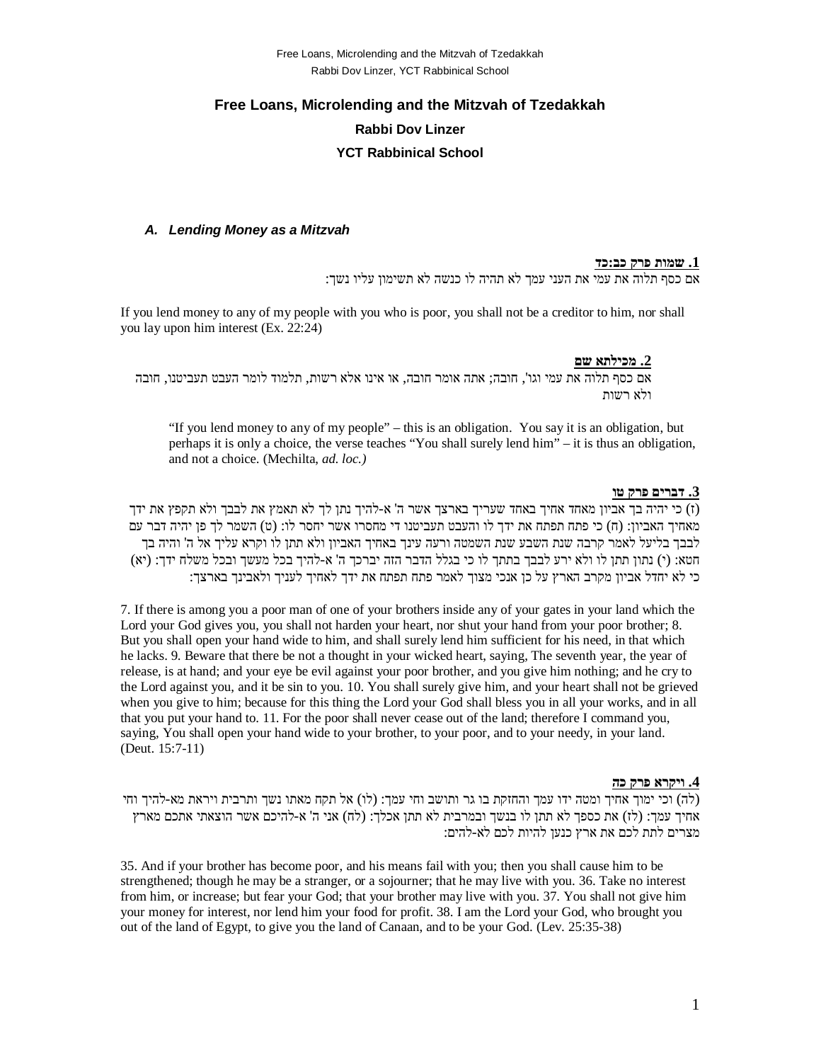# Free Loans, Microlending and the Mitzvah of Tzedakkah

## Rabbi Dov Linzer

## YCT Rabbinical School

### *A. Lending Money as a Mitzvah*

**1. שמות פרק כב:כד**

אם כסף תלוה את עמי את העני עמך לא תהיה לו כנשה לא תשימון עליו נשך:

If you lend money to any of my people with you who is poor, you shall not be a creditor to him, nor shall you lay upon him interest (Ex. 22:24)

**2. מכילתא שם**

אם כסף תלוה את עמי וגו', חובה; אתה אומר חובה, או אינו אלא רשות, תלמוד לומר העבט תעביטנו, חובה ולא רשות

> "If you lend money to any of my people" – this is an obligation. You say it is an obligation, but perhaps it is only a choice, the verse teaches "You shall surely lend him" – it is thus an obligation, and not a choice. (Mechilta, *ad. loc.)*

**3. דברים פרק טו**

(ז) כי יהיה בך אביון מאחד אחיך באחד שעריך בארצך אשר ה' א-להיך נתן לך לא תאמץ את לבבך ולא תקפץ את ידך מאחיך האביון: (ח) כי פתח תפתח את ידך לו והעבט תעביטנו די מחסרו אשר יחסר לו: (ט) השמר לך פן יהיה דבר עם לבבך בליעל לאמר קרבה שנת השבע שנת השמטה ורעה עינך באחיך האביון ולא תתן לו וקרא עליך אל ה' והיה בך חטא: (י) נתון תתן לו ולא ירע לבבך בתתך לו כי בגלל הדבר הזה יברכך ה' א-להיך בכל מעשך ובכל משלח ידך: (יא) כי לא יחדל אביון מקרב הארץ על כן אנכי מצוך לאמר פתח תפתח את ידך לאחיך לעניך ולאבינך בארצך:

7. If there is among you a poor man of one of your brothers inside any of your gates in your land which the Lord your God gives you, you shall not harden your heart, nor shut your hand from your poor brother; 8. But you shall open your hand wide to him, and shall surely lend him sufficient for his need, in that which he lacks. 9. Beware that there be not a thought in your wicked heart, saying, The seventh year, the year of release, is at hand; and your eye be evil against your poor brother, and you give him nothing; and he cry to the Lord against you, and it be sin to you. 10. You shall surely give him, and your heart shall not be grieved when you give to him; because for this thing the Lord your God shall bless you in all your works, and in all that you put your hand to. 11. For the poor shall never cease out of the land; therefore I command you, saying, You shall open your hand wide to your brother, to your poor, and to your needy, in your land. (Deut. 15:7-11)

**4. ויקרא פרק כה**

(לה) וכי ימוך אחיך ומטה ידו עמך והחזקת בו גר ותושב וחי עמך: (לו) אל תקח מאתו נשך ותרבית ויראת מא-להיך וחי אחיך עמך: (לז) את כספך לא תתן לו בנשך ובמרבית לא תתן אכלך: (לח) אני ה' א-להיכם אשר הוצאתי אתכם מארץ מצרים לתת לכם את ארץ כנען להיות לכם לא-להים:

35. And if your brother has become poor, and his means fail with you; then you shall cause him to be strengthened; though he may be a stranger, or a sojourner; that he may live with you. 36. Take no interest from him, or increase; but fear your God; that your brother may live with you. 37. You shall not give him your money for interest, nor lend him your food for profit. 38. I am the Lord your God, who brought you out of the land of Egypt, to give you the land of Canaan, and to be your God. (Lev. 25:35-38)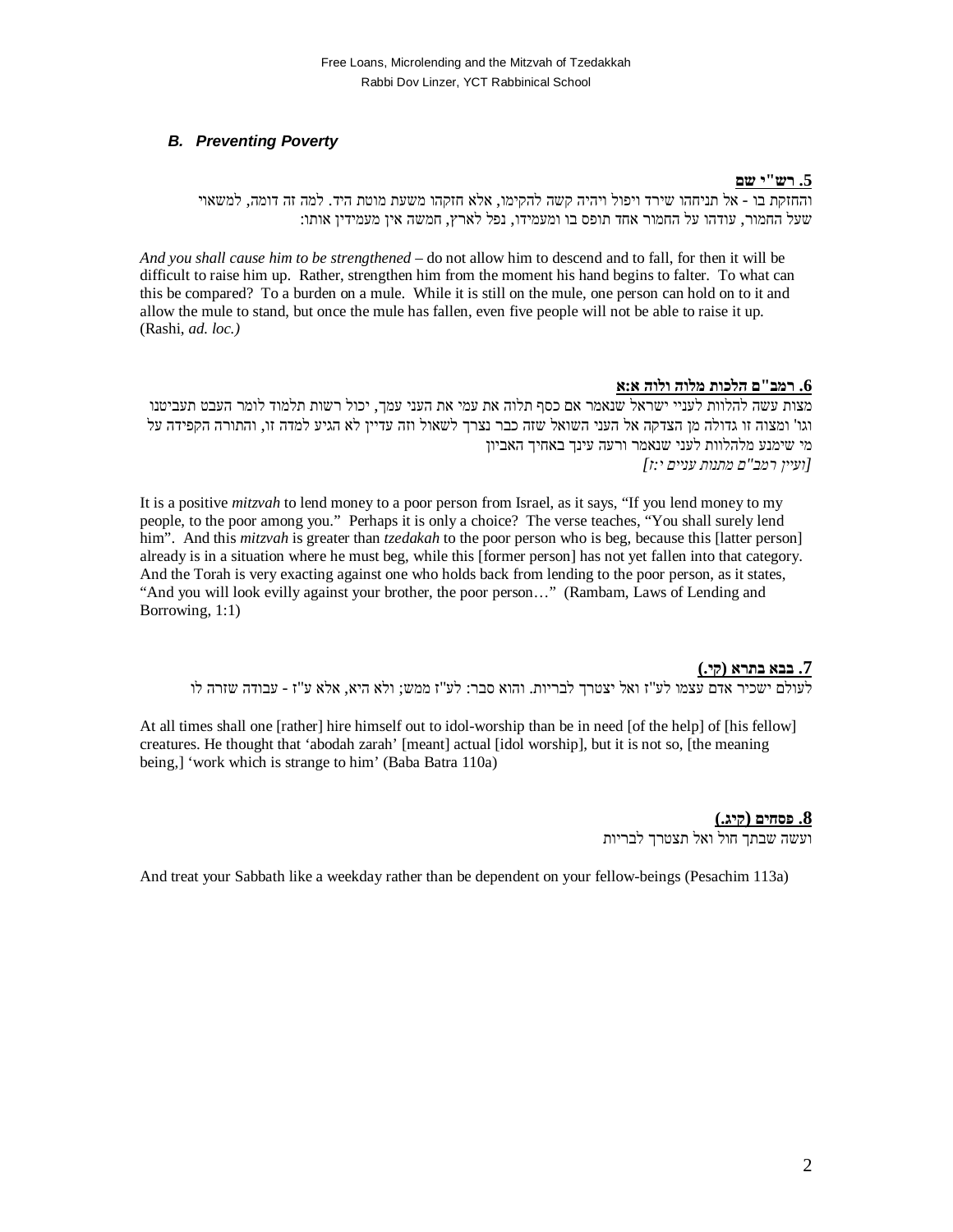### *B. Preventing Poverty*

**5. רש"י שם**

והחזקת בו - אל תניחהו שירד ויפול ויהיה קשה להקימו, אלא חזקהו משעת מוטת היד. למה זה דומה, למשאוי שעל החמור, עודהו על החמור אחד תופס בו ומעמידו, נפל לארץ, חמשה אין מעמידין אותו:

*And you shall cause him to be strengthened* – do not allow him to descend and to fall, for then it will be difficult to raise him up. Rather, strengthen him from the moment his hand begins to falter. To what can this be compared? To a burden on a mule. While it is still on the mule, one person can hold on to it and allow the mule to stand, but once the mule has fallen, even five people will not be able to raise it up. (Rashi, *ad. loc.)*

**6. רמב"ם הלכות מלוה ולוה א:א**

מצות עשה להלוות לעניי ישראל שנאמר אם כסף תלוה את עמי את העני עמך, יכול רשות תלמוד לומר העבט תעביטנו וגו' ומצוה זו גדולה מן הצדקה אל העני השואל שזה כבר נצרך לשאול וזה עדיין לא הגיע למדה זו, והתורה הקפידה על מי שימנע מלהלוות לעני שנאמר ורעה עינך באחיך האביון
*[ועיין רמב"ם מתנות עניים י:ז]*

It is a positive *mitzvah* to lend money to a poor person from Israel, as it says, "If you lend money to my people, to the poor among you." Perhaps it is only a choice? The verse teaches, "You shall surely lend him". And this *mitzvah* is greater than *tzedakah* to the poor person who is beg, because this [latter person] already is in a situation where he must beg, while this [former person] has not yet fallen into that category. And the Torah is very exacting against one who holds back from lending to the poor person, as it states, "And you will look evilly against your brother, the poor person…" (Rambam, Laws of Lending and Borrowing, 1:1)

**7. בבא בתרא (קי.)**

לעולם ישכיר אדם עצמו לע"ז ואל יצטרך לבריות. והוא סבר: לע"ז ממש; ולא היא, אלא ע"ז - עבודה שזרה לו

At all times shall one [rather] hire himself out to idol-worship than be in need [of the help] of [his fellow] creatures. He thought that 'abodah zarah' [meant] actual [idol worship], but it is not so, [the meaning being,] 'work which is strange to him' (Baba Batra 110a)

**8. פסחים (קיג.)**

ועשה שבתך חול ואל תצטרך לבריות

And treat your Sabbath like a weekday rather than be dependent on your fellow-beings (Pesachim 113a)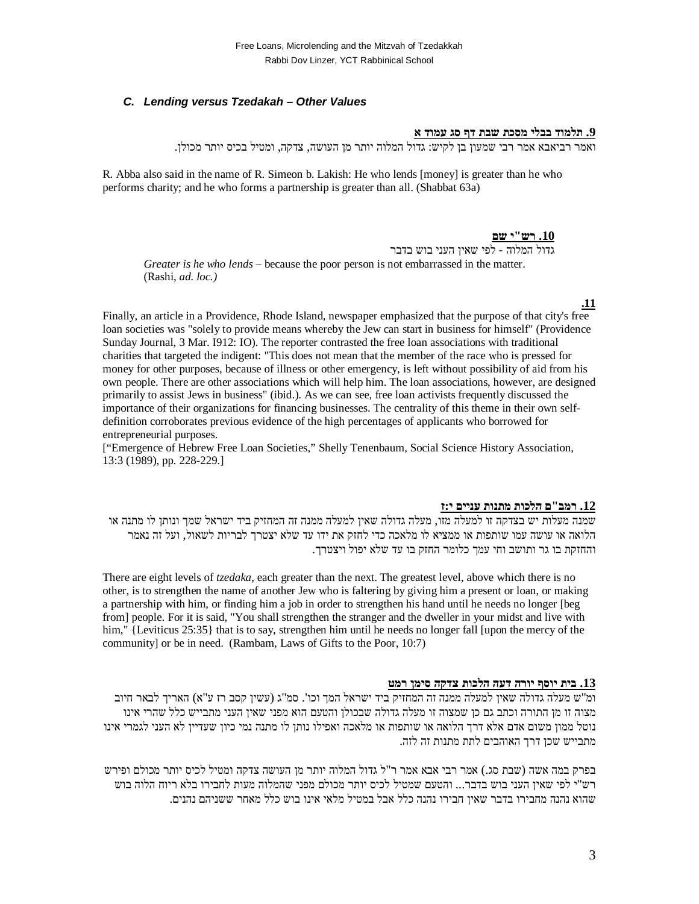### *C. Lending versus Tzedakah – Other Values*

**9. תלמוד בבלי מסכת שבת דף סג עמוד א**

ואמר רביאבא אמר רבי שמעון בן לקיש: גדול המלוה יותר מן העושה, צדקה, ומטיל בכיס יותר מכולן.

R. Abba also said in the name of R. Simeon b. Lakish: He who lends [money] is greater than he who performs charity; and he who forms a partnership is greater than all. (Shabbat 63a)

**10. רש"י שם**

גדול המלוה - לפי שאין העני בוש בדבר

*Greater is he who lends* – because the poor person is not embarrassed in the matter. (Rashi, *ad. loc.)*

**11.**

Finally, an article in a Providence, Rhode Island, newspaper emphasized that the purpose of that city's free loan societies was "solely to provide means whereby the Jew can start in business for himself" (Providence Sunday Journal, 3 Mar. I912: IO). The reporter contrasted the free loan associations with traditional charities that targeted the indigent: "This does not mean that the member of the race who is pressed for money for other purposes, because of illness or other emergency, is left without possibility of aid from his own people. There are other associations which will help him. The loan associations, however, are designed primarily to assist Jews in business" (ibid.). As we can see, free loan activists frequently discussed the importance of their organizations for financing businesses. The centrality of this theme in their own self-definition corroborates previous evidence of the high percentages of applicants who borrowed for entrepreneurial purposes.

["Emergence of Hebrew Free Loan Societies," Shelly Tenenbaum, Social Science History Association, 13:3 (1989), pp. 228-229.]

**12. רמב"ם הלכות מתנות עניים י:ז**

שמנה מעלות יש בצדקה זו למעלה מזו, מעלה גדולה שאין למעלה ממנה זה המחזיק ביד ישראל שמך ונותן לו מתנה או הלואה או עושה עמו שותפות או ממציא לו מלאכה כדי לחזק את ידו עד שלא יצטרך לבריות לשאול, ועל זה נאמר והחזקת בו גר ותושב וחי עמך כלומר החזק בו עד שלא יפול ויצטרך.

There are eight levels of *tzedaka*, each greater than the next. The greatest level, above which there is no other, is to strengthen the name of another Jew who is faltering by giving him a present or loan, or making a partnership with him, or finding him a job in order to strengthen his hand until he needs no longer [beg from] people. For it is said, "You shall strengthen the stranger and the dweller in your midst and live with him," {Leviticus 25:35} that is to say, strengthen him until he needs no longer fall [upon the mercy of the community] or be in need. (Rambam, Laws of Gifts to the Poor, 10:7)

**13. בית יוסף יורה דעה הלכות צדקה סימן רמט**

ומ"ש מעלה גדולה שאין למעלה ממנה זה המחזיק ביד ישראל המך וכו'. סמ"ג (עשין קסב רז ע"א) האריך לבאר חיוב מצוה זו מן התורה וכתב גם כן שמצוה זו מעלה גדולה שבכולן והטעם הוא מפני שאין העני מתבייש כלל שהרי אינו נוטל ממון משום אדם אלא דרך הלואה או שותפות או מלאכה ואפילו נותן לו מתנה נמי כיון שעדיין לא העני לגמרי אינו מתבייש שכן דרך האוהבים לתת מתנות זה לזה.

בפרק במה אשה (שבת סג.) אמר רבי אבא אמר ר"ל גדול המלוה יותר מן העושה צדקה ומטיל לכיס יותר מכולם ופירש רש"י לפי שאין העני בוש בדבר... והטעם שמטיל לכיס יותר מכולם מפני שהמלוה מעות לחבירו בלא ריוח הלוה בוש שהוא נהנה מחבירו בדבר שאין חבירו נהנה כלל אבל במטיל מלאי אינו בוש כלל מאחר ששניהם נהנים.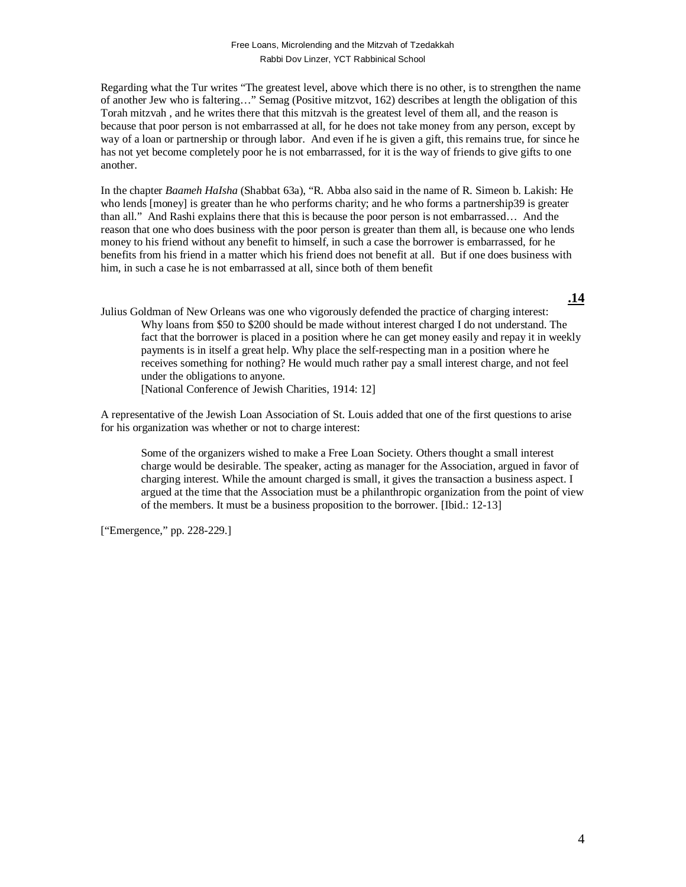Regarding what the Tur writes "The greatest level, above which there is no other, is to strengthen the name of another Jew who is faltering…" Semag (Positive mitzvot, 162) describes at length the obligation of this Torah mitzvah , and he writes there that this mitzvah is the greatest level of them all, and the reason is because that poor person is not embarrassed at all, for he does not take money from any person, except by way of a loan or partnership or through labor. And even if he is given a gift, this remains true, for since he has not yet become completely poor he is not embarrassed, for it is the way of friends to give gifts to one another.

In the chapter *Baameh HaIsha* (Shabbat 63a), "R. Abba also said in the name of R. Simeon b. Lakish: He who lends [money] is greater than he who performs charity; and he who forms a partnership39 is greater than all." And Rashi explains there that this is because the poor person is not embarrassed… And the reason that one who does business with the poor person is greater than them all, is because one who lends money to his friend without any benefit to himself, in such a case the borrower is embarrassed, for he benefits from his friend in a matter which his friend does not benefit at all. But if one does business with him, in such a case he is not embarrassed at all, since both of them benefit

**.14**

Julius Goldman of New Orleans was one who vigorously defended the practice of charging interest:

> Why loans from $50 to $200 should be made without interest charged I do not understand. The fact that the borrower is placed in a position where he can get money easily and repay it in weekly payments is in itself a great help. Why place the self-respecting man in a position where he receives something for nothing? He would much rather pay a small interest charge, and not feel under the obligations to anyone.
> [National Conference of Jewish Charities, 1914: 12]

A representative of the Jewish Loan Association of St. Louis added that one of the first questions to arise for his organization was whether or not to charge interest:

> Some of the organizers wished to make a Free Loan Society. Others thought a small interest charge would be desirable. The speaker, acting as manager for the Association, argued in favor of charging interest. While the amount charged is small, it gives the transaction a business aspect. I argued at the time that the Association must be a philanthropic organization from the point of view of the members. It must be a business proposition to the borrower. [Ibid.: 12-13]

["Emergence," pp. 228-229.]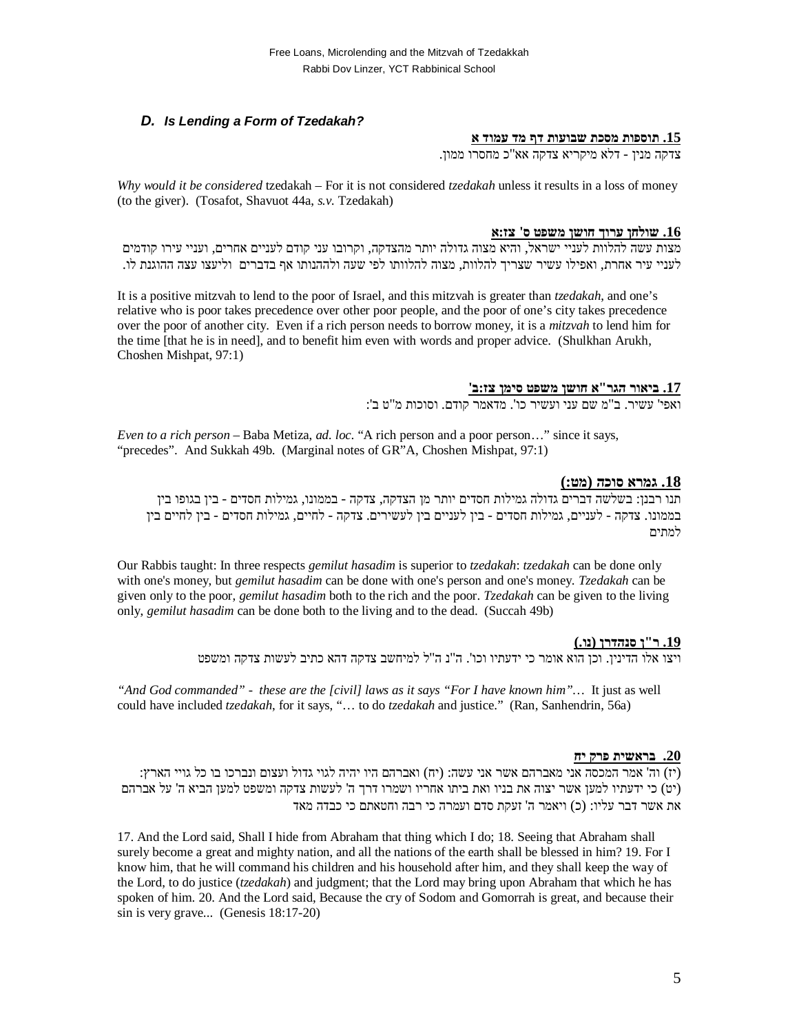### *D. Is Lending a Form of Tzedakah?*

**15. תוספות מסכת שבועות דף מד עמוד א**

צדקה מנין - דלא מיקריא צדקה אא"כ מחסרו ממון.

*Why would it be considered* tzedakah – For it is not considered *tzedakah* unless it results in a loss of money (to the giver). (Tosafot, Shavuot 44a, *s.v.* Tzedakah)

**16. שולחן ערוך חושן משפט ס' צז:א**

מצות עשה להלוות לעניי ישראל, והיא מצוה גדולה יותר מהצדקה, וקרובו עני קודם לעניים אחרים, ועניי עירו קודמים לעניי עיר אחרת, ואפילו עשיר שצריך להלוות, מצוה להלוותו לפי שעה ולהנותו אף בדברים וליעצו עצה ההוגנת לו.

It is a positive mitzvah to lend to the poor of Israel, and this mitzvah is greater than *tzedakah*, and one's relative who is poor takes precedence over other poor people, and the poor of one's city takes precedence over the poor of another city. Even if a rich person needs to borrow money, it is a *mitzvah* to lend him for the time [that he is in need], and to benefit him even with words and proper advice. (Shulkhan Arukh, Choshen Mishpat, 97:1)

**17. ביאור הגר"א חושן משפט סימן צז:ב'**

ואפי' עשיר. ב"מ שם עני ועשיר כו'. מדאמר קודם. וסוכות מ"ט ב':

*Even to a rich person* – Baba Metiza, *ad. loc.* "A rich person and a poor person…" since it says, "precedes". And Sukkah 49b. (Marginal notes of GR"A, Choshen Mishpat, 97:1)

**18. גמרא סוכה (מט:)**

תנו רבנן: בשלשה דברים גדולה גמילות חסדים יותר מן הצדקה, צדקה - בממונו, גמילות חסדים - בין בגופו בין בממונו. צדקה - לעניים, גמילות חסדים - בין לעניים בין לעשירים. צדקה - לחיים, גמילות חסדים - בין לחיים בין למתים

Our Rabbis taught: In three respects *gemilut hasadim* is superior to *tzedakah*: *tzedakah* can be done only with one's money, but *gemilut hasadim* can be done with one's person and one's money. *Tzedakah* can be given only to the poor, *gemilut hasadim* both to the rich and the poor. *Tzedakah* can be given to the living only, *gemilut hasadim* can be done both to the living and to the dead. (Succah 49b)

**19. ר"ן סנהדרן (נו.)**

ויצו אלו הדינין. וכן הוא אומר כי ידעתיו וכו'. ה"נ ה"ל למיחשב צדקה דהא כתיב לעשות צדקה ומשפט

*"And God commanded" - these are the [civil] laws as it says "For I have known him"…* It just as well could have included *tzedakah*, for it says, "… to do *tzedakah* and justice." (Ran, Sanhendrin, 56a)

**20. בראשית פרק יח**

(יז) וה' אמר המכסה אני מאברהם אשר אני עשה: (יח) ואברהם היו יהיה לגוי גדול ועצום ונברכו בו כל גויי הארץ: (יט) כי ידעתיו למען אשר יצוה את בניו ואת ביתו אחריו ושמרו דרך ה' לעשות צדקה ומשפט למען הביא ה' על אברהם את אשר דבר עליו: (כ) ויאמר ה' זעקת סדם ועמרה כי רבה וחטאתם כי כבדה מאד

17. And the Lord said, Shall I hide from Abraham that thing which I do; 18. Seeing that Abraham shall surely become a great and mighty nation, and all the nations of the earth shall be blessed in him? 19. For I know him, that he will command his children and his household after him, and they shall keep the way of the Lord, to do justice (*tzedakah*) and judgment; that the Lord may bring upon Abraham that which he has spoken of him. 20. And the Lord said, Because the cry of Sodom and Gomorrah is great, and because their sin is very grave... (Genesis 18:17-20)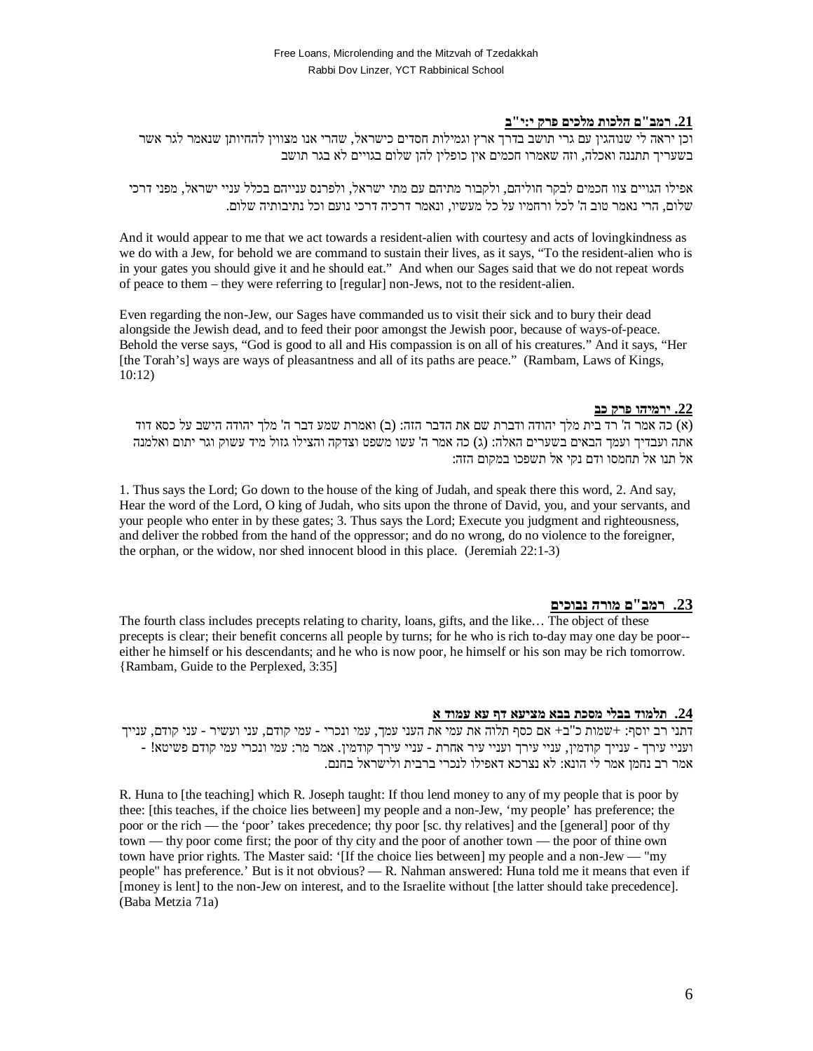**21. רמב"ם הלכות מלכים פרק י:י"ב**

וכן יראה לי שנוהגין עם גרי תושב בדרך ארץ וגמילות חסדים כישראל, שהרי אנו מצווין להחיותן שנאמר לגר אשר בשעריך תתננה ואכלה, וזה שאמרו חכמים אין כופלין להן שלום בגויים לא בגר תושב

אפילו הגויים צוו חכמים לבקר חוליהם, ולקבור מתיהם עם מתי ישראל, ולפרנס ענייהם בכלל עניי ישראל, מפני דרכי שלום, הרי נאמר טוב ה' לכל ורחמיו על כל מעשיו, ונאמר דרכיה דרכי נועם וכל נתיבותיה שלום.

And it would appear to me that we act towards a resident-alien with courtesy and acts of lovingkindness as we do with a Jew, for behold we are command to sustain their lives, as it says, "To the resident-alien who is in your gates you should give it and he should eat." And when our Sages said that we do not repeat words of peace to them – they were referring to [regular] non-Jews, not to the resident-alien.

Even regarding the non-Jew, our Sages have commanded us to visit their sick and to bury their dead alongside the Jewish dead, and to feed their poor amongst the Jewish poor, because of ways-of-peace. Behold the verse says, "God is good to all and His compassion is on all of his creatures." And it says, "Her [the Torah's] ways are ways of pleasantness and all of its paths are peace." (Rambam, Laws of Kings, 10:12)

**22. ירמיהו פרק כב**

(א) כה אמר ה' רד בית מלך יהודה ודברת שם את הדבר הזה: (ב) ואמרת שמע דבר ה' מלך יהודה הישב על כסא דוד אתה ועבדיך ועמך הבאים בשערים האלה: (ג) כה אמר ה' עשו משפט וצדקה והצילו גזול מיד עשוק וגר יתום ואלמנה אל תנו אל תחמסו ודם נקי אל תשפכו במקום הזה:

1. Thus says the Lord; Go down to the house of the king of Judah, and speak there this word, 2. And say, Hear the word of the Lord, O king of Judah, who sits upon the throne of David, you, and your servants, and your people who enter in by these gates; 3. Thus says the Lord; Execute you judgment and righteousness, and deliver the robbed from the hand of the oppressor; and do no wrong, do no violence to the foreigner, the orphan, or the widow, nor shed innocent blood in this place. (Jeremiah 22:1-3)

**23. רמב"ם מורה נבוכים**

The fourth class includes precepts relating to charity, loans, gifts, and the like… The object of these precepts is clear; their benefit concerns all people by turns; for he who is rich to-day may one day be poor--either he himself or his descendants; and he who is now poor, he himself or his son may be rich tomorrow. {Rambam, Guide to the Perplexed, 3:35]

**24. תלמוד בבלי מסכת בבא מציעא דף עא עמוד א**

דתני רב יוסף: +שמות כ"ב+ אם כסף תלוה את עמי את העני עמך, עמי ונכרי - עמי קודם, עני ועשיר - עני קודם, ענייך ועניי עירך - ענייך קודמין, עניי עירך ועניי עיר אחרת - עניי עירך קודמין. אמר מר: עמי ונכרי עמי קודם פשיטא! - אמר רב נחמן אמר לי הונא: לא נצרכא דאפילו לנכרי ברבית ולישראל בחנם.

R. Huna to [the teaching] which R. Joseph taught: If thou lend money to any of my people that is poor by thee: [this teaches, if the choice lies between] my people and a non-Jew, 'my people' has preference; the poor or the rich — the 'poor' takes precedence; thy poor [sc. thy relatives] and the [general] poor of thy town — thy poor come first; the poor of thy city and the poor of another town — the poor of thine own town have prior rights. The Master said: '[If the choice lies between] my people and a non-Jew — "my people" has preference.' But is it not obvious? — R. Nahman answered: Huna told me it means that even if [money is lent] to the non-Jew on interest, and to the Israelite without [the latter should take precedence]. (Baba Metzia 71a)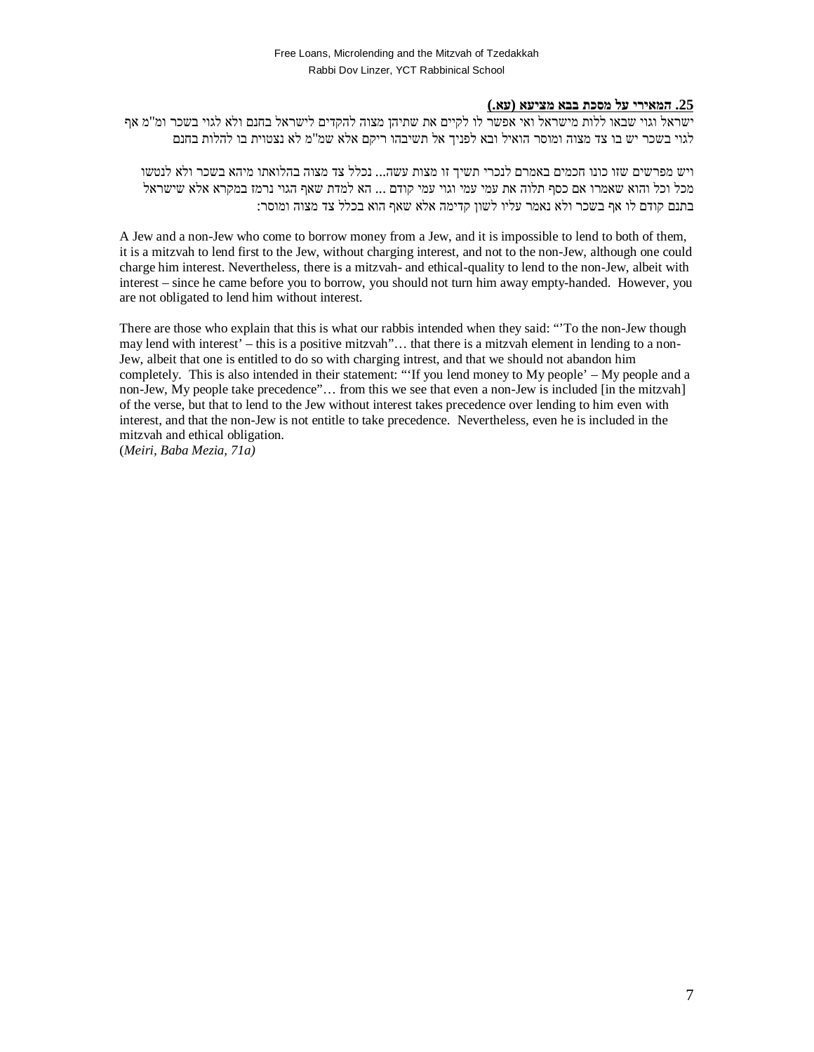**25. המאירי על מסכת בבא מציעא (עא.)**

ישראל וגוי שבאו ללות מישראל ואי אפשר לו לקיים את שתיהן מצוה להקדים לישראל בחנם ולא לגוי בשכר ומ"מ אף לגוי בשכר יש בו צד מצוה ומוסר הואיל ובא לפניך אל תשיבהו ריקם אלא שמ"מ לא נצטוית בו להלות בחנם

ויש מפרשים שזו כונו חכמים באמרם לנכרי תשיך זו מצות עשה... נכלל צד מצוה בהלואתו מיהא בשכר ולא לנטשו מכל וכל והוא שאמרו אם כסף תלוה את עמי עמי וגוי עמי קודם ... הא למדת שאף הגוי נרמז במקרא אלא שישראל בתנם קודם לו אף בשכר ולא נאמר עליו לשון קדימה אלא שאף הוא בכלל צד מצוה ומוסר:

A Jew and a non-Jew who come to borrow money from a Jew, and it is impossible to lend to both of them, it is a mitzvah to lend first to the Jew, without charging interest, and not to the non-Jew, although one could charge him interest. Nevertheless, there is a mitzvah- and ethical-quality to lend to the non-Jew, albeit with interest – since he came before you to borrow, you should not turn him away empty-handed. However, you are not obligated to lend him without interest.

There are those who explain that this is what our rabbis intended when they said: "'To the non-Jew though may lend with interest' – this is a positive mitzvah"… that there is a mitzvah element in lending to a non-Jew, albeit that one is entitled to do so with charging intrest, and that we should not abandon him completely. This is also intended in their statement: "'If you lend money to My people' – My people and a non-Jew, My people take precedence"… from this we see that even a non-Jew is included [in the mitzvah] of the verse, but that to lend to the Jew without interest takes precedence over lending to him even with interest, and that the non-Jew is not entitle to take precedence. Nevertheless, even he is included in the mitzvah and ethical obligation.
(*Meiri, Baba Mezia, 71a)*